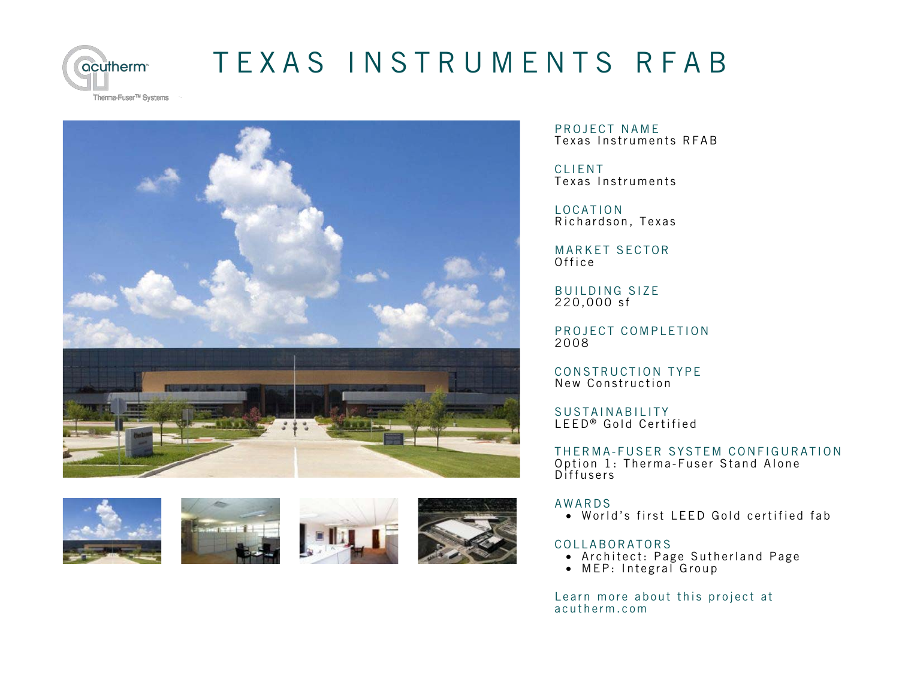# TEXAS INSTRUMENTS RFAB

**PROJECT NAME**
Texas Instruments RFAB

**CLIENT**
Texas Instruments

**LOCATION**
Richardson, Texas

**MARKET SECTOR**
Office

**BUILDING SIZE**
220,000 sf

**PROJECT COMPLETION**
2008

**CONSTRUCTION TYPE**
New Construction

**SUSTAINABILITY**
LEED® Gold Certified

**THERMA-FUSER SYSTEM CONFIGURATION**
Option 1: Therma-Fuser Stand Alone Diffusers

**AWARDS**
- World's first LEED Gold certified fab

**COLLABORATORS**
- Architect: Page Sutherland Page
- MEP: Integral Group

Learn more about this project at acutherm.com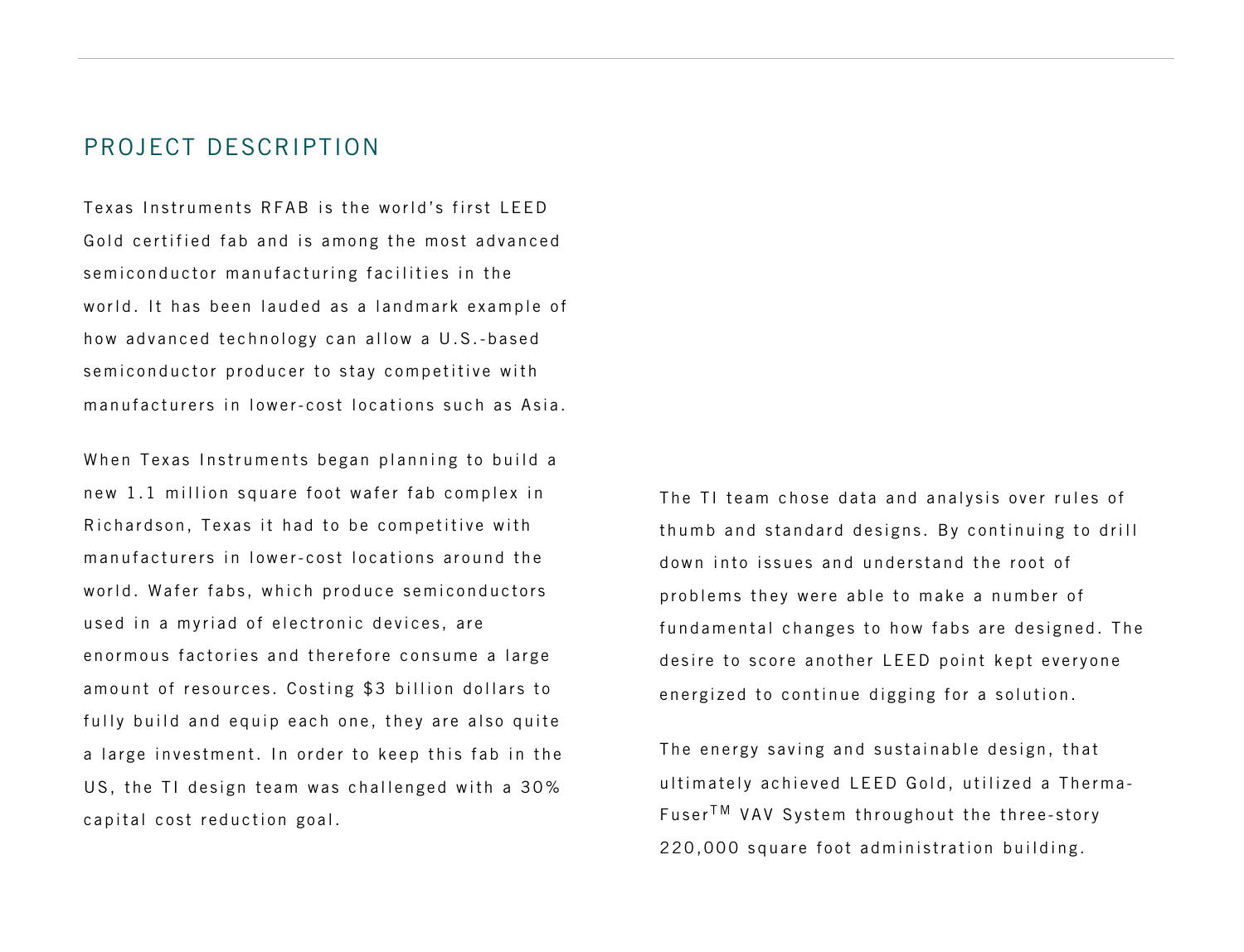## PROJECT DESCRIPTION

Texas Instruments RFAB is the world's first LEED Gold certified fab and is among the most advanced semiconductor manufacturing facilities in the world. It has been lauded as a landmark example of how advanced technology can allow a U.S.-based semiconductor producer to stay competitive with manufacturers in lower-cost locations such as Asia.

When Texas Instruments began planning to build a new 1.1 million square foot wafer fab complex in Richardson, Texas it had to be competitive with manufacturers in lower-cost locations around the world. Wafer fabs, which produce semiconductors used in a myriad of electronic devices, are enormous factories and therefore consume a large amount of resources. Costing $3 billion dollars to fully build and equip each one, they are also quite a large investment. In order to keep this fab in the US, the TI design team was challenged with a 30% capital cost reduction goal.

The TI team chose data and analysis over rules of thumb and standard designs. By continuing to drill down into issues and understand the root of problems they were able to make a number of fundamental changes to how fabs are designed. The desire to score another LEED point kept everyone energized to continue digging for a solution.

The energy saving and sustainable design, that ultimately achieved LEED Gold, utilized a Therma-Fuser™ VAV System throughout the three-story 220,000 square foot administration building.